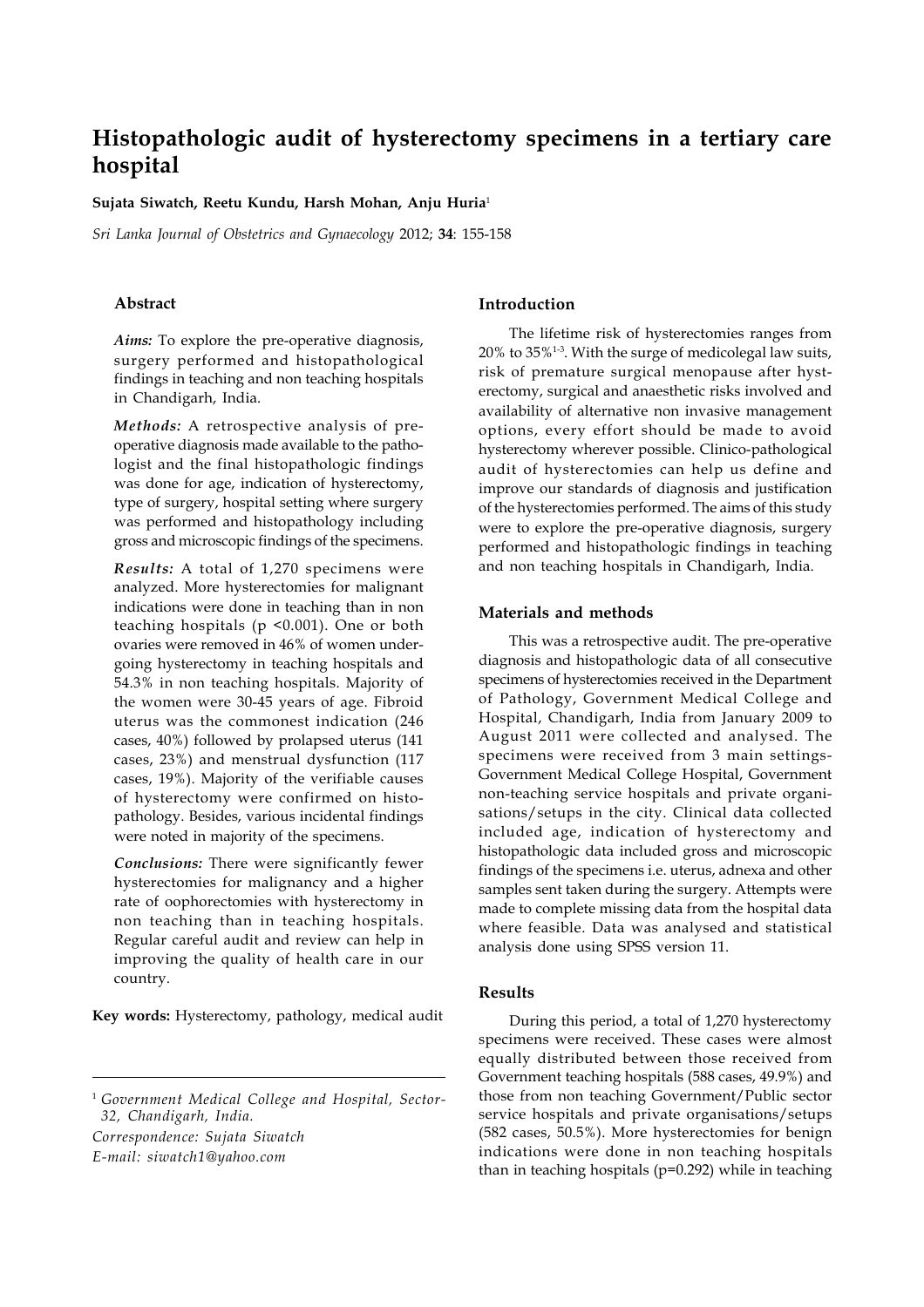# Histopathologic audit of hysterectomy specimens in a tertiary care hospital

**Sujata Siwatch, Reetu Kundu, Harsh Mohan, Anju Huria**[1]

*Sri Lanka Journal of Obstetrics and Gynaecology* 2012; **34**: 155-158

## Abstract

***Aims:*** To explore the pre-operative diagnosis, surgery performed and histopathological findings in teaching and non teaching hospitals in Chandigarh, India.

***Methods:*** A retrospective analysis of pre-operative diagnosis made available to the pathologist and the final histopathologic findings was done for age, indication of hysterectomy, type of surgery, hospital setting where surgery was performed and histopathology including gross and microscopic findings of the specimens.

***Results:*** A total of 1,270 specimens were analyzed. More hysterectomies for malignant indications were done in teaching than in non teaching hospitals ($p < 0.001$). One or both ovaries were removed in 46% of women undergoing hysterectomy in teaching hospitals and 54.3% in non teaching hospitals. Majority of the women were 30-45 years of age. Fibroid uterus was the commonest indication (246 cases, 40%) followed by prolapsed uterus (141 cases, 23%) and menstrual dysfunction (117 cases, 19%). Majority of the verifiable causes of hysterectomy were confirmed on histopathology. Besides, various incidental findings were noted in majority of the specimens.

***Conclusions:*** There were significantly fewer hysterectomies for malignancy and a higher rate of oophorectomies with hysterectomy in non teaching than in teaching hospitals. Regular careful audit and review can help in improving the quality of health care in our country.

**Key words:** Hysterectomy, pathology, medical audit

[1] *Government Medical College and Hospital, Sector-32, Chandigarh, India.*

*Correspondence: Sujata Siwatch*

*E-mail: siwatch1@yahoo.com*

## Introduction

The lifetime risk of hysterectomies ranges from 20% to 35%[1-3]. With the surge of medicolegal law suits, risk of premature surgical menopause after hysterectomy, surgical and anaesthetic risks involved and availability of alternative non invasive management options, every effort should be made to avoid hysterectomy wherever possible. Clinico-pathological audit of hysterectomies can help us define and improve our standards of diagnosis and justification of the hysterectomies performed. The aims of this study were to explore the pre-operative diagnosis, surgery performed and histopathologic findings in teaching and non teaching hospitals in Chandigarh, India.

## Materials and methods

This was a retrospective audit. The pre-operative diagnosis and histopathologic data of all consecutive specimens of hysterectomies received in the Department of Pathology, Government Medical College and Hospital, Chandigarh, India from January 2009 to August 2011 were collected and analysed. The specimens were received from 3 main settings- Government Medical College Hospital, Government non-teaching service hospitals and private organisations/setups in the city. Clinical data collected included age, indication of hysterectomy and histopathologic data included gross and microscopic findings of the specimens i.e. uterus, adnexa and other samples sent taken during the surgery. Attempts were made to complete missing data from the hospital data where feasible. Data was analysed and statistical analysis done using SPSS version 11.

## Results

During this period, a total of 1,270 hysterectomy specimens were received. These cases were almost equally distributed between those received from Government teaching hospitals (588 cases, 49.9%) and those from non teaching Government/Public sector service hospitals and private organisations/setups (582 cases, 50.5%). More hysterectomies for benign indications were done in non teaching hospitals than in teaching hospitals ($p=0.292$) while in teaching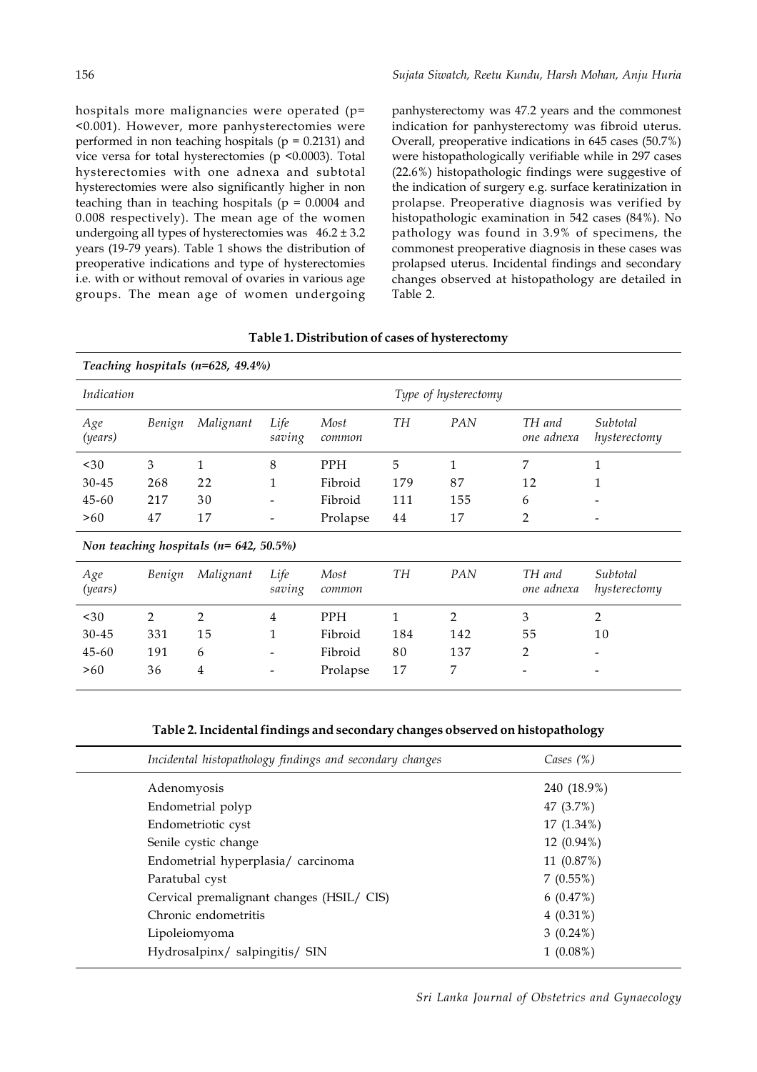hospitals more malignancies were operated ($p = <0.001$). However, more panhysterectomies were performed in non teaching hospitals ($p = 0.2131$) and vice versa for total hysterectomies ($p <0.0003$). Total hysterectomies with one adnexa and subtotal hysterectomies were also significantly higher in non teaching than in teaching hospitals ($p = 0.0004$ and 0.008 respectively). The mean age of the women undergoing all types of hysterectomies was $46.2 \pm 3.2$ years (19-79 years). Table 1 shows the distribution of preoperative indications and type of hysterectomies i.e. with or without removal of ovaries in various age groups. The mean age of women undergoing panhysterectomy was 47.2 years and the commonest indication for panhysterectomy was fibroid uterus. Overall, preoperative indications in 645 cases (50.7%) were histopathologically verifiable while in 297 cases (22.6%) histopathologic findings were suggestive of the indication of surgery e.g. surface keratinization in prolapse. Preoperative diagnosis was verified by histopathologic examination in 542 cases (84%). No pathology was found in 3.9% of specimens, the commonest preoperative diagnosis in these cases was prolapsed uterus. Incidental findings and secondary changes observed at histopathology are detailed in Table 2.

**Table 1. Distribution of cases of hysterectomy**

| *Teaching hospitals (n=628, 49.4%)* | | | | | | | | |
|---|---|---|---|---|---|---|---|---|
| *Indication* | | | | | *Type of hysterectomy* | | | |
| *Age (years)* | *Benign* | *Malignant* | *Life saving* | *Most common* | *TH* | *PAN* | *TH and one adnexa* | *Subtotal hysterectomy* |
| <30 | 3 | 1 | 8 | PPH | 5 | 1 | 7 | 1 |
| 30-45 | 268 | 22 | 1 | Fibroid | 179 | 87 | 12 | 1 |
| 45-60 | 217 | 30 | - | Fibroid | 111 | 155 | 6 | - |
| >60 | 47 | 17 | - | Prolapse | 44 | 17 | 2 | - |
| ***Non teaching hospitals (n= 642, 50.5%)*** | | | | | | | | |
| *Age (years)* | *Benign* | *Malignant* | *Life saving* | *Most common* | *TH* | *PAN* | *TH and one adnexa* | *Subtotal hysterectomy* |
| <30 | 2 | 2 | 4 | PPH | 1 | 2 | 3 | 2 |
| 30-45 | 331 | 15 | 1 | Fibroid | 184 | 142 | 55 | 10 |
| 45-60 | 191 | 6 | - | Fibroid | 80 | 137 | 2 | - |
| >60 | 36 | 4 | - | Prolapse | 17 | 7 | - | - |

**Table 2. Incidental findings and secondary changes observed on histopathology**

| *Incidental histopathology findings and secondary changes* | *Cases (%)* |
|---|---|
| Adenomyosis | 240 (18.9%) |
| Endometrial polyp | 47 (3.7%) |
| Endometriotic cyst | 17 (1.34%) |
| Senile cystic change | 12 (0.94%) |
| Endometrial hyperplasia/ carcinoma | 11 (0.87%) |
| Paratubal cyst | 7 (0.55%) |
| Cervical premalignant changes (HSIL/ CIS) | 6 (0.47%) |
| Chronic endometritis | 4 (0.31%) |
| Lipoleiomyoma | 3 (0.24%) |
| Hydrosalpinx/ salpingitis/ SIN | 1 (0.08%) |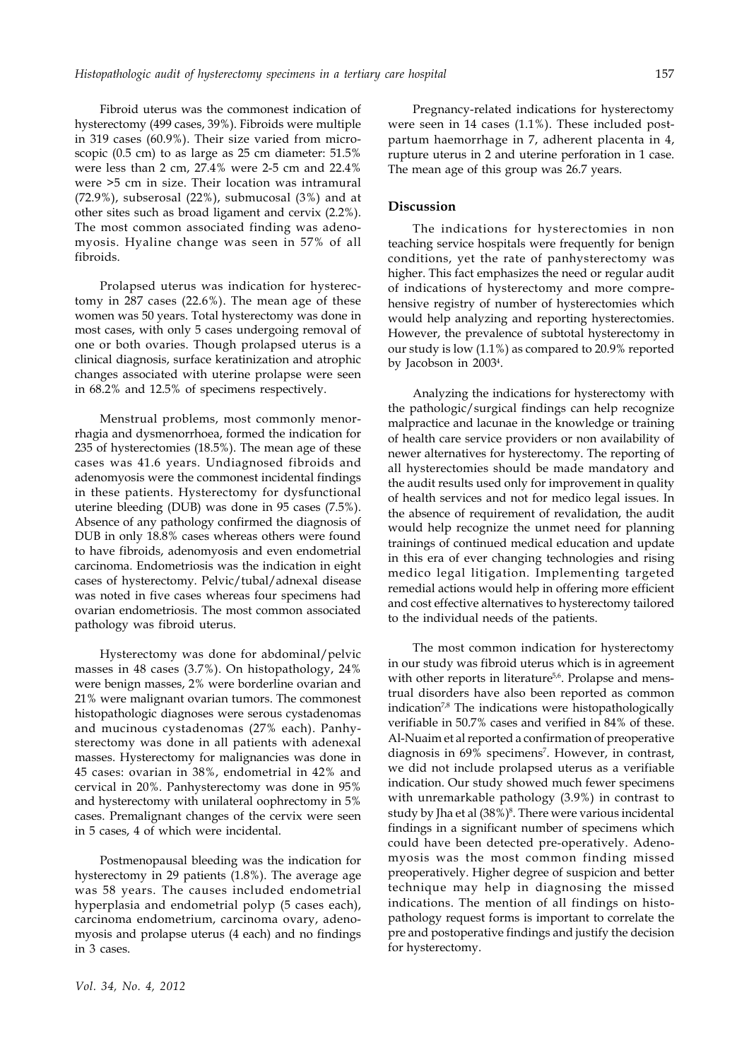Fibroid uterus was the commonest indication of hysterectomy (499 cases, 39%). Fibroids were multiple in 319 cases (60.9%). Their size varied from microscopic (0.5 cm) to as large as 25 cm diameter: 51.5% were less than 2 cm, 27.4% were 2-5 cm and 22.4% were >5 cm in size. Their location was intramural (72.9%), subserosal (22%), submucosal (3%) and at other sites such as broad ligament and cervix (2.2%). The most common associated finding was adenomyosis. Hyaline change was seen in 57% of all fibroids.

Prolapsed uterus was indication for hysterectomy in 287 cases (22.6%). The mean age of these women was 50 years. Total hysterectomy was done in most cases, with only 5 cases undergoing removal of one or both ovaries. Though prolapsed uterus is a clinical diagnosis, surface keratinization and atrophic changes associated with uterine prolapse were seen in 68.2% and 12.5% of specimens respectively.

Menstrual problems, most commonly menorrhagia and dysmenorrhoea, formed the indication for 235 of hysterectomies (18.5%). The mean age of these cases was 41.6 years. Undiagnosed fibroids and adenomyosis were the commonest incidental findings in these patients. Hysterectomy for dysfunctional uterine bleeding (DUB) was done in 95 cases (7.5%). Absence of any pathology confirmed the diagnosis of DUB in only 18.8% cases whereas others were found to have fibroids, adenomyosis and even endometrial carcinoma. Endometriosis was the indication in eight cases of hysterectomy. Pelvic/tubal/adnexal disease was noted in five cases whereas four specimens had ovarian endometriosis. The most common associated pathology was fibroid uterus.

Hysterectomy was done for abdominal/pelvic masses in 48 cases (3.7%). On histopathology, 24% were benign masses, 2% were borderline ovarian and 21% were malignant ovarian tumors. The commonest histopathologic diagnoses were serous cystadenomas and mucinous cystadenomas (27% each). Panhysterectomy was done in all patients with adenexal masses. Hysterectomy for malignancies was done in 45 cases: ovarian in 38%, endometrial in 42% and cervical in 20%. Panhysterectomy was done in 95% and hysterectomy with unilateral oophrectomy in 5% cases. Premalignant changes of the cervix were seen in 5 cases, 4 of which were incidental.

Postmenopausal bleeding was the indication for hysterectomy in 29 patients (1.8%). The average age was 58 years. The causes included endometrial hyperplasia and endometrial polyp (5 cases each), carcinoma endometrium, carcinoma ovary, adenomyosis and prolapse uterus (4 each) and no findings in 3 cases.

Pregnancy-related indications for hysterectomy were seen in 14 cases (1.1%). These included postpartum haemorrhage in 7, adherent placenta in 4, rupture uterus in 2 and uterine perforation in 1 case. The mean age of this group was 26.7 years.

## Discussion

The indications for hysterectomies in non teaching service hospitals were frequently for benign conditions, yet the rate of panhysterectomy was higher. This fact emphasizes the need or regular audit of indications of hysterectomy and more comprehensive registry of number of hysterectomies which would help analyzing and reporting hysterectomies. However, the prevalence of subtotal hysterectomy in our study is low (1.1%) as compared to 20.9% reported by Jacobson in 2003[4].

Analyzing the indications for hysterectomy with the pathologic/surgical findings can help recognize malpractice and lacunae in the knowledge or training of health care service providers or non availability of newer alternatives for hysterectomy. The reporting of all hysterectomies should be made mandatory and the audit results used only for improvement in quality of health services and not for medico legal issues. In the absence of requirement of revalidation, the audit would help recognize the unmet need for planning trainings of continued medical education and update in this era of ever changing technologies and rising medico legal litigation. Implementing targeted remedial actions would help in offering more efficient and cost effective alternatives to hysterectomy tailored to the individual needs of the patients.

The most common indication for hysterectomy in our study was fibroid uterus which is in agreement with other reports in literature[5,6]. Prolapse and menstrual disorders have also been reported as common indication[7,8] The indications were histopathologically verifiable in 50.7% cases and verified in 84% of these. Al-Nuaim et al reported a confirmation of preoperative diagnosis in 69% specimens[7]. However, in contrast, we did not include prolapsed uterus as a verifiable indication. Our study showed much fewer specimens with unremarkable pathology (3.9%) in contrast to study by Jha et al (38%)[8]. There were various incidental findings in a significant number of specimens which could have been detected pre-operatively. Adenomyosis was the most common finding missed preoperatively. Higher degree of suspicion and better technique may help in diagnosing the missed indications. The mention of all findings on histopathology request forms is important to correlate the pre and postoperative findings and justify the decision for hysterectomy.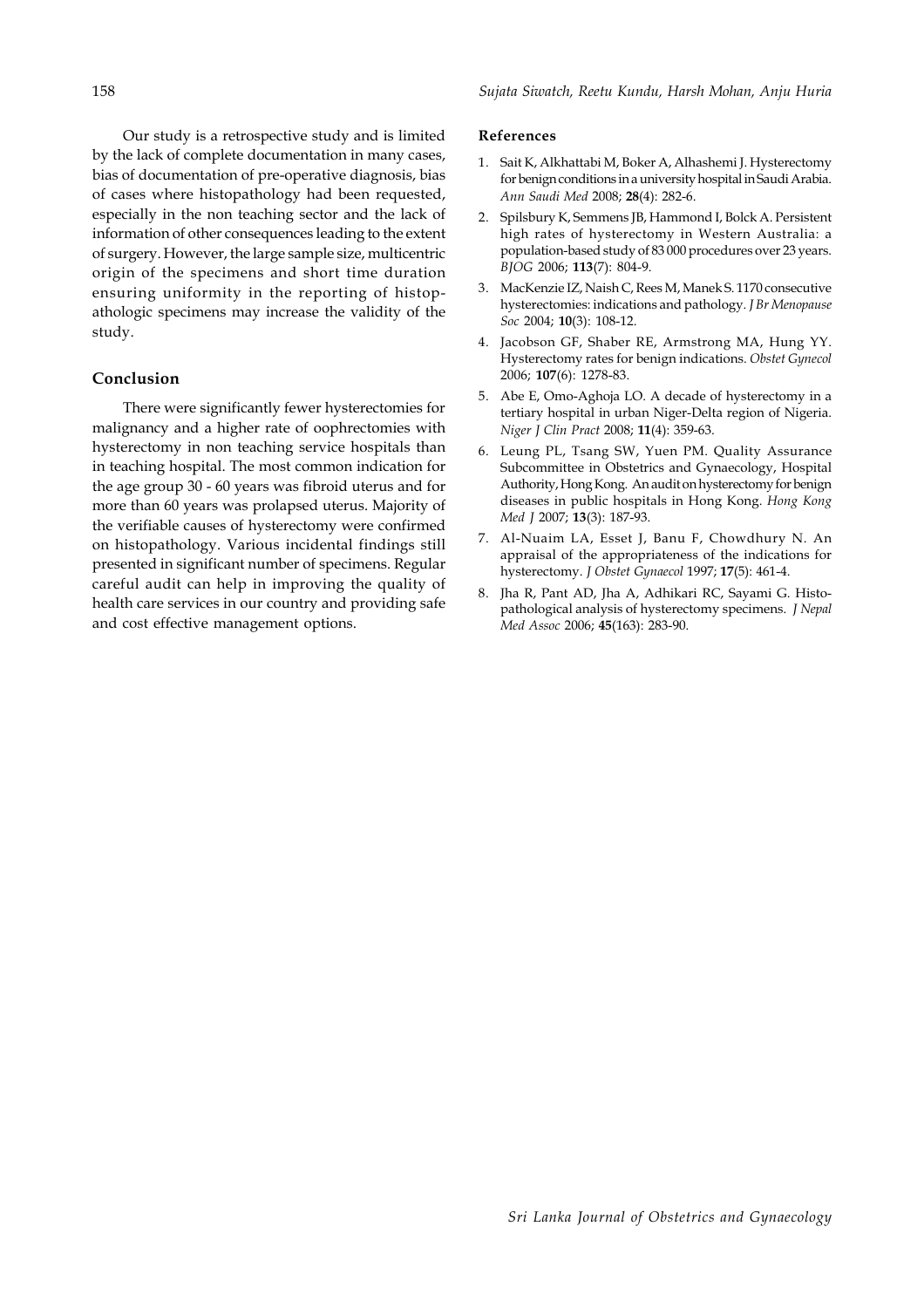Our study is a retrospective study and is limited by the lack of complete documentation in many cases, bias of documentation of pre-operative diagnosis, bias of cases where histopathology had been requested, especially in the non teaching sector and the lack of information of other consequences leading to the extent of surgery. However, the large sample size, multicentric origin of the specimens and short time duration ensuring uniformity in the reporting of histopathologic specimens may increase the validity of the study.

## Conclusion

There were significantly fewer hysterectomies for malignancy and a higher rate of oophrectomies with hysterectomy in non teaching service hospitals than in teaching hospital. The most common indication for the age group 30 - 60 years was fibroid uterus and for more than 60 years was prolapsed uterus. Majority of the verifiable causes of hysterectomy were confirmed on histopathology. Various incidental findings still presented in significant number of specimens. Regular careful audit can help in improving the quality of health care services in our country and providing safe and cost effective management options.

## References

1. Sait K, Alkhattabi M, Boker A, Alhashemi J. Hysterectomy for benign conditions in a university hospital in Saudi Arabia. *Ann Saudi Med* 2008; **28**(4): 282-6.
2. Spilsbury K, Semmens JB, Hammond I, Bolck A. Persistent high rates of hysterectomy in Western Australia: a population-based study of 83 000 procedures over 23 years. *BJOG* 2006; **113**(7): 804-9.
3. MacKenzie IZ, Naish C, Rees M, Manek S. 1170 consecutive hysterectomies: indications and pathology. *J Br Menopause Soc* 2004; **10**(3): 108-12.
4. Jacobson GF, Shaber RE, Armstrong MA, Hung YY. Hysterectomy rates for benign indications. *Obstet Gynecol* 2006; **107**(6): 1278-83.
5. Abe E, Omo-Aghoja LO. A decade of hysterectomy in a tertiary hospital in urban Niger-Delta region of Nigeria. *Niger J Clin Pract* 2008; **11**(4): 359-63.
6. Leung PL, Tsang SW, Yuen PM. Quality Assurance Subcommittee in Obstetrics and Gynaecology, Hospital Authority, Hong Kong. An audit on hysterectomy for benign diseases in public hospitals in Hong Kong. *Hong Kong Med J* 2007; **13**(3): 187-93.
7. Al-Nuaim LA, Esset J, Banu F, Chowdhury N. An appraisal of the appropriateness of the indications for hysterectomy. *J Obstet Gynaecol* 1997; **17**(5): 461-4.
8. Jha R, Pant AD, Jha A, Adhikari RC, Sayami G. Histopathological analysis of hysterectomy specimens. *J Nepal Med Assoc* 2006; **45**(163): 283-90.